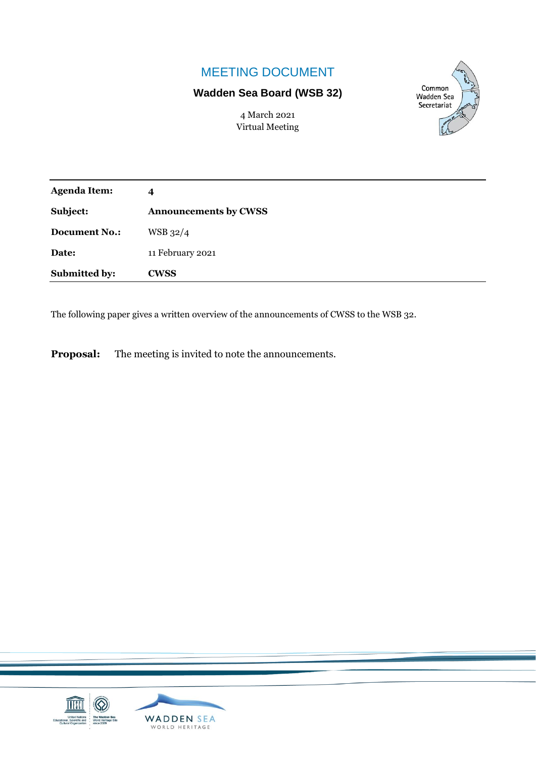# MEETING DOCUMENT

## Wadden Sea Board (WSB 32)

4 March 2021
Virtual Meeting

| | |
|---|---|
| **Agenda Item:** | **4** |
| **Subject:** | **Announcements by CWSS** |
| **Document No.:** | WSB 32/4 |
| **Date:** | 11 February 2021 |
| **Submitted by:** | **CWSS** |

The following paper gives a written overview of the announcements of CWSS to the WSB 32.

**Proposal:** The meeting is invited to note the announcements.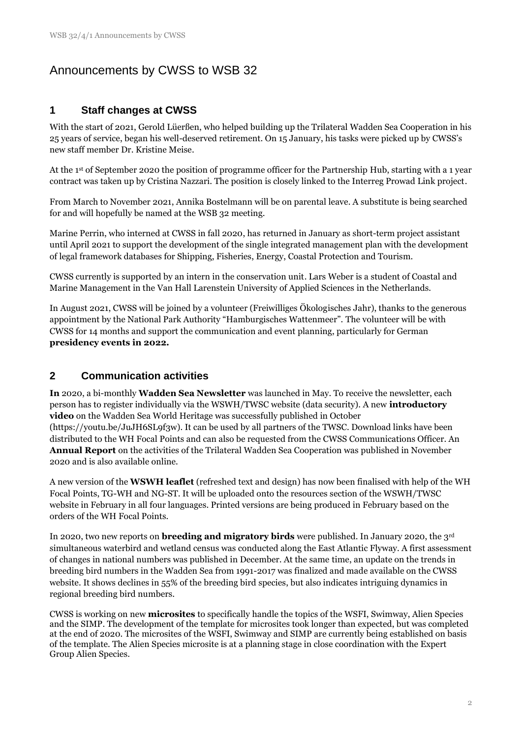# Announcements by CWSS to WSB 32

## 1 Staff changes at CWSS

With the start of 2021, Gerold Lüerßen, who helped building up the Trilateral Wadden Sea Cooperation in his 25 years of service, began his well-deserved retirement. On 15 January, his tasks were picked up by CWSS's new staff member Dr. Kristine Meise.

At the 1st of September 2020 the position of programme officer for the Partnership Hub, starting with a 1 year contract was taken up by Cristina Nazzari. The position is closely linked to the Interreg Prowad Link project.

From March to November 2021, Annika Bostelmann will be on parental leave. A substitute is being searched for and will hopefully be named at the WSB 32 meeting.

Marine Perrin, who interned at CWSS in fall 2020, has returned in January as short-term project assistant until April 2021 to support the development of the single integrated management plan with the development of legal framework databases for Shipping, Fisheries, Energy, Coastal Protection and Tourism.

CWSS currently is supported by an intern in the conservation unit. Lars Weber is a student of Coastal and Marine Management in the Van Hall Larenstein University of Applied Sciences in the Netherlands.

In August 2021, CWSS will be joined by a volunteer (Freiwilliges Ökologisches Jahr), thanks to the generous appointment by the National Park Authority "Hamburgisches Wattenmeer". The volunteer will be with CWSS for 14 months and support the communication and event planning, particularly for German **presidency events in 2022.**

## 2 Communication activities

**In** 2020, a bi-monthly **Wadden Sea Newsletter** was launched in May. To receive the newsletter, each person has to register individually via the WSWH/TWSC website (data security). A new **introductory video** on the Wadden Sea World Heritage was successfully published in October (https://youtu.be/JuJH6SL9f3w). It can be used by all partners of the TWSC. Download links have been distributed to the WH Focal Points and can also be requested from the CWSS Communications Officer. An **Annual Report** on the activities of the Trilateral Wadden Sea Cooperation was published in November 2020 and is also available online.

A new version of the **WSWH leaflet** (refreshed text and design) has now been finalised with help of the WH Focal Points, TG-WH and NG-ST. It will be uploaded onto the resources section of the WSWH/TWSC website in February in all four languages. Printed versions are being produced in February based on the orders of the WH Focal Points.

In 2020, two new reports on **breeding and migratory birds** were published. In January 2020, the 3rd simultaneous waterbird and wetland census was conducted along the East Atlantic Flyway. A first assessment of changes in national numbers was published in December. At the same time, an update on the trends in breeding bird numbers in the Wadden Sea from 1991-2017 was finalized and made available on the CWSS website. It shows declines in 55% of the breeding bird species, but also indicates intriguing dynamics in regional breeding bird numbers.

CWSS is working on new **microsites** to specifically handle the topics of the WSFI, Swimway, Alien Species and the SIMP. The development of the template for microsites took longer than expected, but was completed at the end of 2020. The microsites of the WSFI, Swimway and SIMP are currently being established on basis of the template. The Alien Species microsite is at a planning stage in close coordination with the Expert Group Alien Species.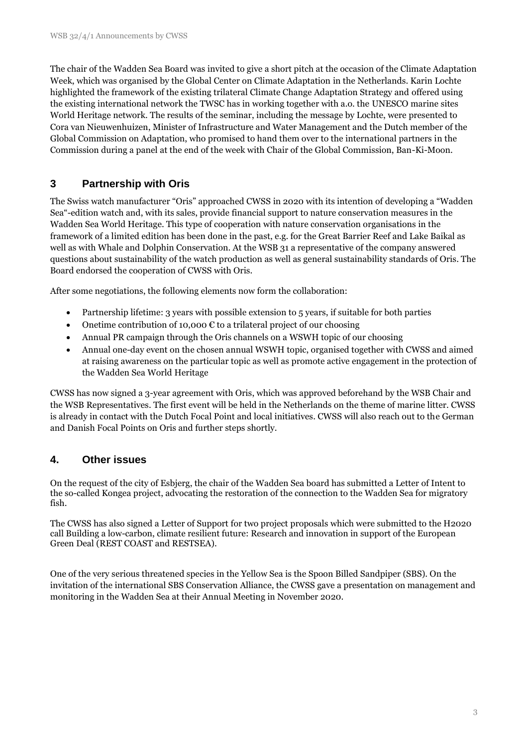The chair of the Wadden Sea Board was invited to give a short pitch at the occasion of the Climate Adaptation Week, which was organised by the Global Center on Climate Adaptation in the Netherlands. Karin Lochte highlighted the framework of the existing trilateral Climate Change Adaptation Strategy and offered using the existing international network the TWSC has in working together with a.o. the UNESCO marine sites World Heritage network. The results of the seminar, including the message by Lochte, were presented to Cora van Nieuwenhuizen, Minister of Infrastructure and Water Management and the Dutch member of the Global Commission on Adaptation, who promised to hand them over to the international partners in the Commission during a panel at the end of the week with Chair of the Global Commission, Ban-Ki-Moon.

## 3 Partnership with Oris

The Swiss watch manufacturer "Oris" approached CWSS in 2020 with its intention of developing a "Wadden Sea"-edition watch and, with its sales, provide financial support to nature conservation measures in the Wadden Sea World Heritage. This type of cooperation with nature conservation organisations in the framework of a limited edition has been done in the past, e.g. for the Great Barrier Reef and Lake Baikal as well as with Whale and Dolphin Conservation. At the WSB 31 a representative of the company answered questions about sustainability of the watch production as well as general sustainability standards of Oris. The Board endorsed the cooperation of CWSS with Oris.

After some negotiations, the following elements now form the collaboration:

- Partnership lifetime: 3 years with possible extension to 5 years, if suitable for both parties
- Onetime contribution of 10,000 € to a trilateral project of our choosing
- Annual PR campaign through the Oris channels on a WSWH topic of our choosing
- Annual one-day event on the chosen annual WSWH topic, organised together with CWSS and aimed at raising awareness on the particular topic as well as promote active engagement in the protection of the Wadden Sea World Heritage

CWSS has now signed a 3-year agreement with Oris, which was approved beforehand by the WSB Chair and the WSB Representatives. The first event will be held in the Netherlands on the theme of marine litter. CWSS is already in contact with the Dutch Focal Point and local initiatives. CWSS will also reach out to the German and Danish Focal Points on Oris and further steps shortly.

## 4. Other issues

On the request of the city of Esbjerg, the chair of the Wadden Sea board has submitted a Letter of Intent to the so-called Kongea project, advocating the restoration of the connection to the Wadden Sea for migratory fish.

The CWSS has also signed a Letter of Support for two project proposals which were submitted to the H2020 call Building a low-carbon, climate resilient future: Research and innovation in support of the European Green Deal (REST COAST and RESTSEA).

One of the very serious threatened species in the Yellow Sea is the Spoon Billed Sandpiper (SBS). On the invitation of the international SBS Conservation Alliance, the CWSS gave a presentation on management and monitoring in the Wadden Sea at their Annual Meeting in November 2020.